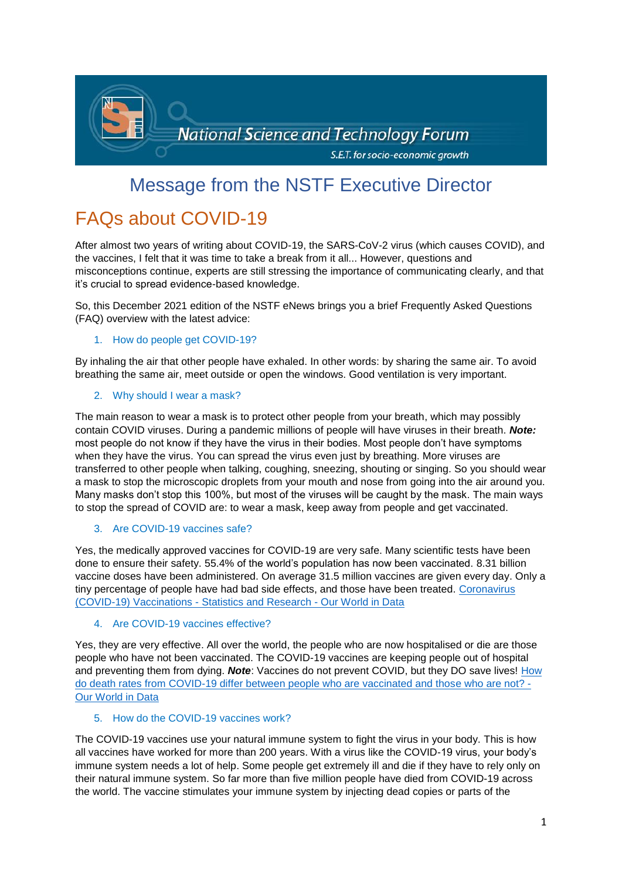National Science and Technology Forum

S.E.T. for socio-economic growth

# Message from the NSTF Executive Director

## FAQs about COVID-19

After almost two years of writing about COVID-19, the SARS-CoV-2 virus (which causes COVID), and the vaccines, I felt that it was time to take a break from it all... However, questions and misconceptions continue, experts are still stressing the importance of communicating clearly, and that it's crucial to spread evidence-based knowledge.

So, this December 2021 edition of the NSTF eNews brings you a brief Frequently Asked Questions (FAQ) overview with the latest advice:

### 1. How do people get COVID-19?

By inhaling the air that other people have exhaled. In other words: by sharing the same air. To avoid breathing the same air, meet outside or open the windows. Good ventilation is very important.

### 2. Why should I wear a mask?

The main reason to wear a mask is to protect other people from your breath, which may possibly contain COVID viruses. During a pandemic millions of people will have viruses in their breath. ***Note:*** most people do not know if they have the virus in their bodies. Most people don't have symptoms when they have the virus. You can spread the virus even just by breathing. More viruses are transferred to other people when talking, coughing, sneezing, shouting or singing. So you should wear a mask to stop the microscopic droplets from your mouth and nose from going into the air around you. Many masks don't stop this 100%, but most of the viruses will be caught by the mask. The main ways to stop the spread of COVID are: to wear a mask, keep away from people and get vaccinated.

### 3. Are COVID-19 vaccines safe?

Yes, the medically approved vaccines for COVID-19 are very safe. Many scientific tests have been done to ensure their safety. 55.4% of the world's population has now been vaccinated. 8.31 billion vaccine doses have been administered. On average 31.5 million vaccines are given every day. Only a tiny percentage of people have had bad side effects, and those have been treated. Coronavirus (COVID-19) Vaccinations - Statistics and Research - Our World in Data

### 4. Are COVID-19 vaccines effective?

Yes, they are very effective. All over the world, the people who are now hospitalised or die are those people who have not been vaccinated. The COVID-19 vaccines are keeping people out of hospital and preventing them from dying. ***Note***: Vaccines do not prevent COVID, but they DO save lives! How do death rates from COVID-19 differ between people who are vaccinated and those who are not? - Our World in Data

### 5. How do the COVID-19 vaccines work?

The COVID-19 vaccines use your natural immune system to fight the virus in your body. This is how all vaccines have worked for more than 200 years. With a virus like the COVID-19 virus, your body's immune system needs a lot of help. Some people get extremely ill and die if they have to rely only on their natural immune system. So far more than five million people have died from COVID-19 across the world. The vaccine stimulates your immune system by injecting dead copies or parts of the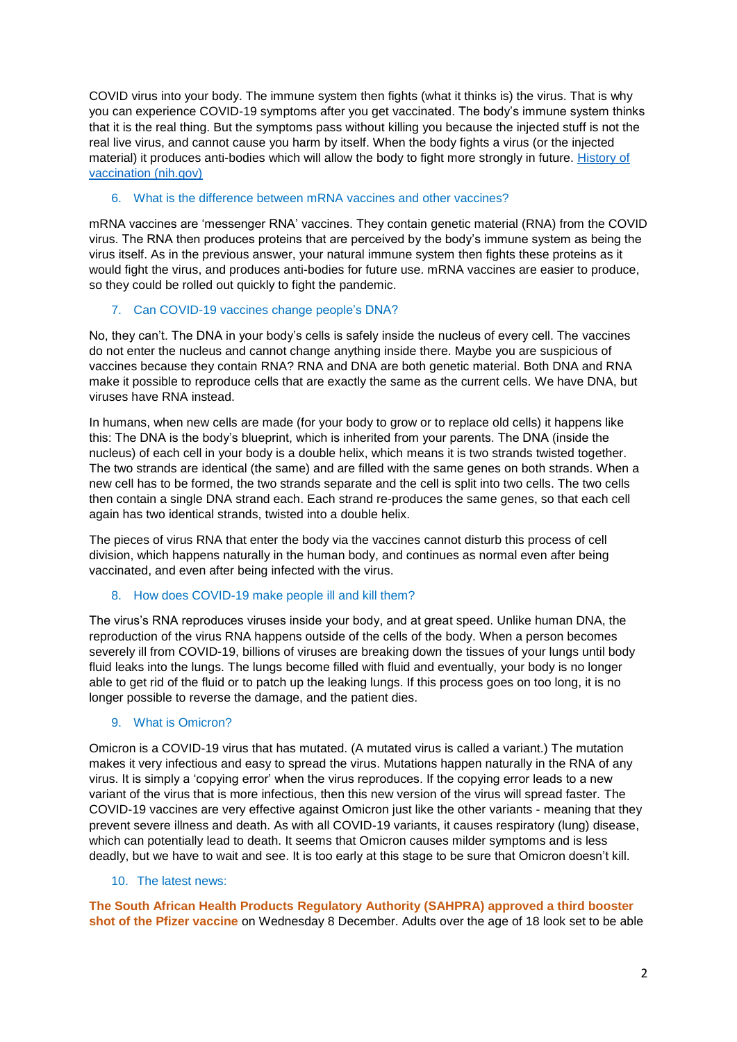COVID virus into your body. The immune system then fights (what it thinks is) the virus. That is why you can experience COVID-19 symptoms after you get vaccinated. The body's immune system thinks that it is the real thing. But the symptoms pass without killing you because the injected stuff is not the real live virus, and cannot cause you harm by itself. When the body fights a virus (or the injected material) it produces anti-bodies which will allow the body to fight more strongly in future. [History of vaccination (nih.gov)]()

### 6. What is the difference between mRNA vaccines and other vaccines?

mRNA vaccines are 'messenger RNA' vaccines. They contain genetic material (RNA) from the COVID virus. The RNA then produces proteins that are perceived by the body's immune system as being the virus itself. As in the previous answer, your natural immune system then fights these proteins as it would fight the virus, and produces anti-bodies for future use. mRNA vaccines are easier to produce, so they could be rolled out quickly to fight the pandemic.

### 7. Can COVID-19 vaccines change people's DNA?

No, they can't. The DNA in your body's cells is safely inside the nucleus of every cell. The vaccines do not enter the nucleus and cannot change anything inside there. Maybe you are suspicious of vaccines because they contain RNA? RNA and DNA are both genetic material. Both DNA and RNA make it possible to reproduce cells that are exactly the same as the current cells. We have DNA, but viruses have RNA instead.

In humans, when new cells are made (for your body to grow or to replace old cells) it happens like this: The DNA is the body's blueprint, which is inherited from your parents. The DNA (inside the nucleus) of each cell in your body is a double helix, which means it is two strands twisted together. The two strands are identical (the same) and are filled with the same genes on both strands. When a new cell has to be formed, the two strands separate and the cell is split into two cells. The two cells then contain a single DNA strand each. Each strand re-produces the same genes, so that each cell again has two identical strands, twisted into a double helix.

The pieces of virus RNA that enter the body via the vaccines cannot disturb this process of cell division, which happens naturally in the human body, and continues as normal even after being vaccinated, and even after being infected with the virus.

### 8. How does COVID-19 make people ill and kill them?

The virus's RNA reproduces viruses inside your body, and at great speed. Unlike human DNA, the reproduction of the virus RNA happens outside of the cells of the body. When a person becomes severely ill from COVID-19, billions of viruses are breaking down the tissues of your lungs until body fluid leaks into the lungs. The lungs become filled with fluid and eventually, your body is no longer able to get rid of the fluid or to patch up the leaking lungs. If this process goes on too long, it is no longer possible to reverse the damage, and the patient dies.

### 9. What is Omicron?

Omicron is a COVID-19 virus that has mutated. (A mutated virus is called a variant.) The mutation makes it very infectious and easy to spread the virus. Mutations happen naturally in the RNA of any virus. It is simply a 'copying error' when the virus reproduces. If the copying error leads to a new variant of the virus that is more infectious, then this new version of the virus will spread faster. The COVID-19 vaccines are very effective against Omicron just like the other variants - meaning that they prevent severe illness and death. As with all COVID-19 variants, it causes respiratory (lung) disease, which can potentially lead to death. It seems that Omicron causes milder symptoms and is less deadly, but we have to wait and see. It is too early at this stage to be sure that Omicron doesn't kill.

### 10. The latest news:

**The South African Health Products Regulatory Authority (SAHPRA) approved a third booster shot of the Pfizer vaccine** on Wednesday 8 December. Adults over the age of 18 look set to be able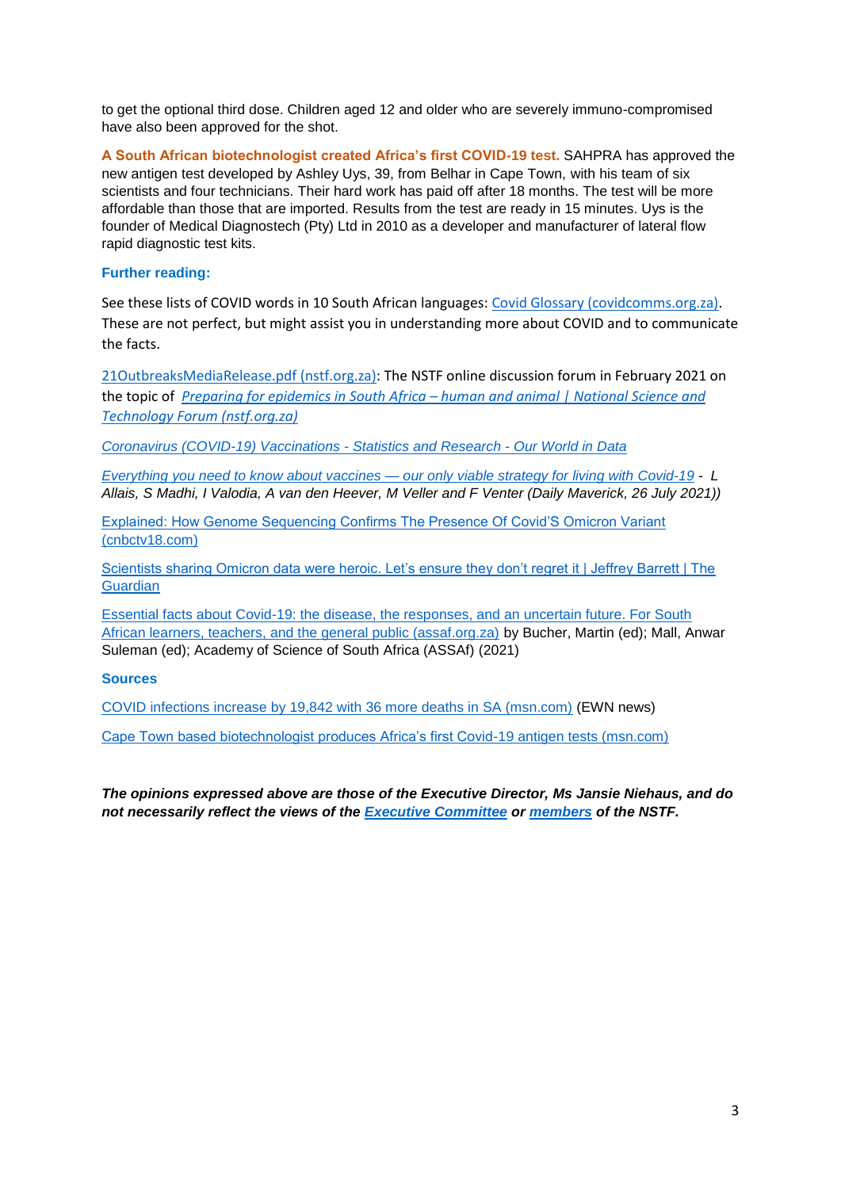to get the optional third dose. Children aged 12 and older who are severely immuno-compromised have also been approved for the shot.

**A South African biotechnologist created Africa's first COVID-19 test.** SAHPRA has approved the new antigen test developed by Ashley Uys, 39, from Belhar in Cape Town, with his team of six scientists and four technicians. Their hard work has paid off after 18 months. The test will be more affordable than those that are imported. Results from the test are ready in 15 minutes. Uys is the founder of Medical Diagnostech (Pty) Ltd in 2010 as a developer and manufacturer of lateral flow rapid diagnostic test kits.

### Further reading:

See these lists of COVID words in 10 South African languages: Covid Glossary (covidcomms.org.za). These are not perfect, but might assist you in understanding more about COVID and to communicate the facts.

21OutbreaksMediaRelease.pdf (nstf.org.za): The NSTF online discussion forum in February 2021 on the topic of *Preparing for epidemics in South Africa – human and animal | National Science and Technology Forum (nstf.org.za)*

*Coronavirus (COVID-19) Vaccinations - Statistics and Research - Our World in Data*

*Everything you need to know about vaccines — our only viable strategy for living with Covid-19 - L Allais, S Madhi, I Valodia, A van den Heever, M Veller and F Venter (Daily Maverick, 26 July 2021))*

Explained: How Genome Sequencing Confirms The Presence Of Covid'S Omicron Variant (cnbctv18.com)

Scientists sharing Omicron data were heroic. Let's ensure they don't regret it | Jeffrey Barrett | The Guardian

Essential facts about Covid-19: the disease, the responses, and an uncertain future. For South African learners, teachers, and the general public (assaf.org.za) by Bucher, Martin (ed); Mall, Anwar Suleman (ed); Academy of Science of South Africa (ASSAf) (2021)

### Sources

COVID infections increase by 19,842 with 36 more deaths in SA (msn.com) (EWN news)

Cape Town based biotechnologist produces Africa's first Covid-19 antigen tests (msn.com)

***The opinions expressed above are those of the Executive Director, Ms Jansie Niehaus, and do not necessarily reflect the views of the Executive Committee or members of the NSTF.***